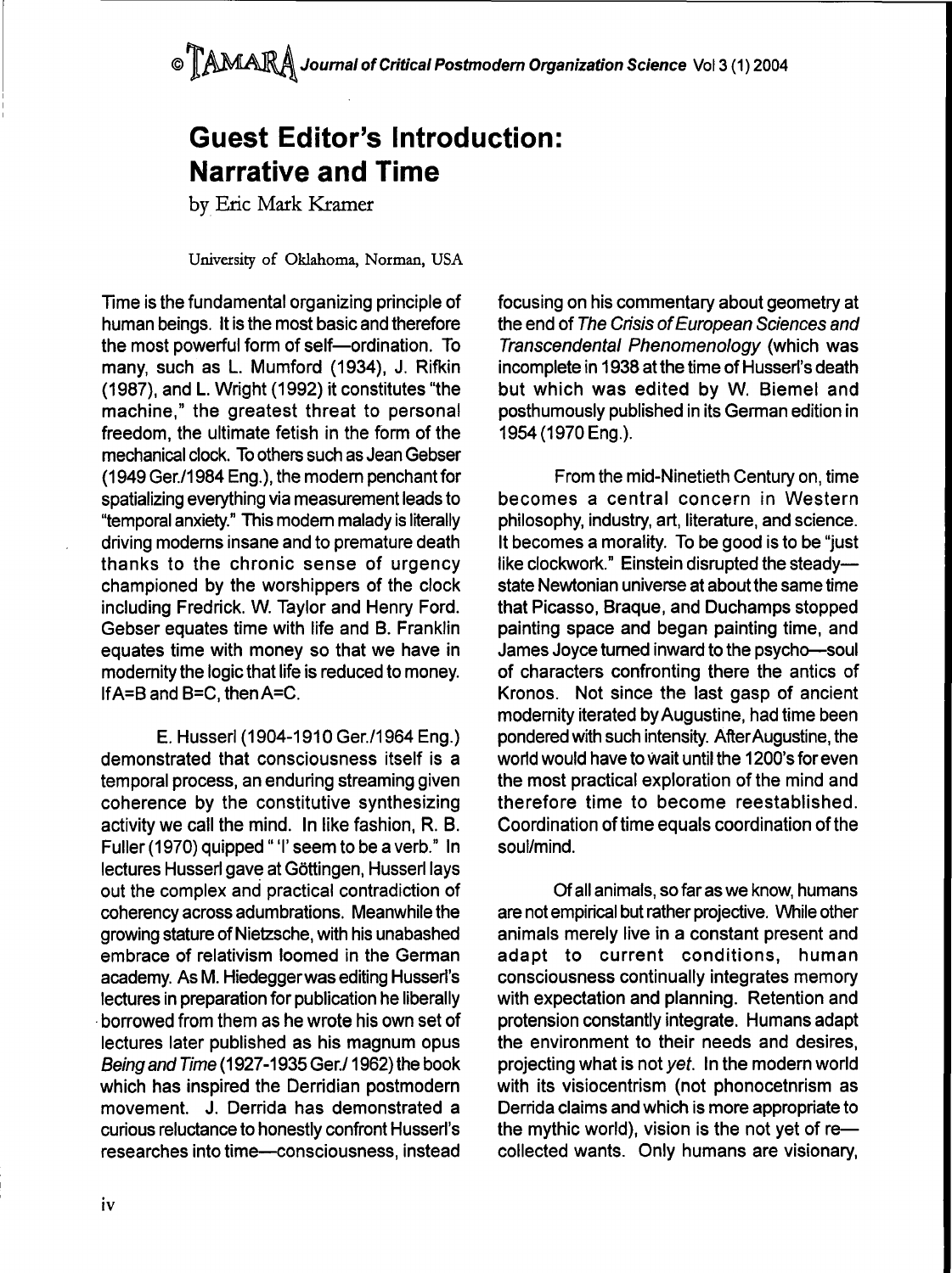# Guest Editor's Introduction: Narrative and Time

by Eric Mark Kramer

University of Oklahoma, Norman, USA

Time is the fundamental organizing principle of human beings. It is the most basic and therefore the most powerful form of self—ordination. To many, such as L. Mumford (1934), J. Rifkin (1987), and L. Wright (1992) it constitutes "the machine," the greatest threat to personal freedom, the ultimate fetish in the form of the mechanical clock. To others such as Jean Gebser (1949 Ger./1984 Eng.), the modern penchant for spatializing everything via measurement leads to "temporal anxiety." This modern malady is literally driving moderns insane and to premature death thanks to the chronic sense of urgency championed by the worshippers of the clock including Fredrick. W. Taylor and Henry Ford. Gebser equates time with life and B. Franklin equates time with money so that we have in modernity the logic that life is reduced to money. If A=B and B=C, then A=C.

E. Husserl (1904-1910 Ger./1964 Eng.) demonstrated that consciousness itself is a temporal process, an enduring streaming given coherence by the constitutive synthesizing activity we call the mind. In like fashion, R. B. Fuller (1970) quipped " 'I' seem to be a verb." In lectures Husserl gave at Göttingen, Husserl lays out the complex and practical contradiction of coherency across adumbrations. Meanwhile the growing stature of Nietzsche, with his unabashed embrace of relativism loomed in the German academy. As M. Hiedegger was editing Husserl's lectures in preparation for publication he liberally borrowed from them as he wrote his own set of lectures later published as his magnum opus *Being and Time* (1927-1935 Ger./ 1962) the book which has inspired the Derridian postmodern movement. J. Derrida has demonstrated a curious reluctance to honestly confront Husserl's researches into time—consciousness, instead focusing on his commentary about geometry at the end of *The Crisis of European Sciences and Transcendental Phenomenology* (which was incomplete in 1938 at the time of Husserl's death but which was edited by W. Biemel and posthumously published in its German edition in 1954 (1970 Eng.).

From the mid-Ninetieth Century on, time becomes a central concern in Western philosophy, industry, art, literature, and science. It becomes a morality. To be good is to be "just like clockwork." Einstein disrupted the steady—state Newtonian universe at about the same time that Picasso, Braque, and Duchamps stopped painting space and began painting time, and James Joyce turned inward to the psycho—soul of characters confronting there the antics of Kronos. Not since the last gasp of ancient modernity iterated by Augustine, had time been pondered with such intensity. After Augustine, the world would have to wait until the 1200's for even the most practical exploration of the mind and therefore time to become reestablished. Coordination of time equals coordination of the soul/mind.

Of all animals, so far as we know, humans are not empirical but rather projective. While other animals merely live in a constant present and adapt to current conditions, human consciousness continually integrates memory with expectation and planning. Retention and protension constantly integrate. Humans adapt the environment to their needs and desires, projecting what is not *yet*. In the modern world with its visiocentrism (not phonocetnrism as Derrida claims and which is more appropriate to the mythic world), vision is the not yet of re—collected wants. Only humans are visionary,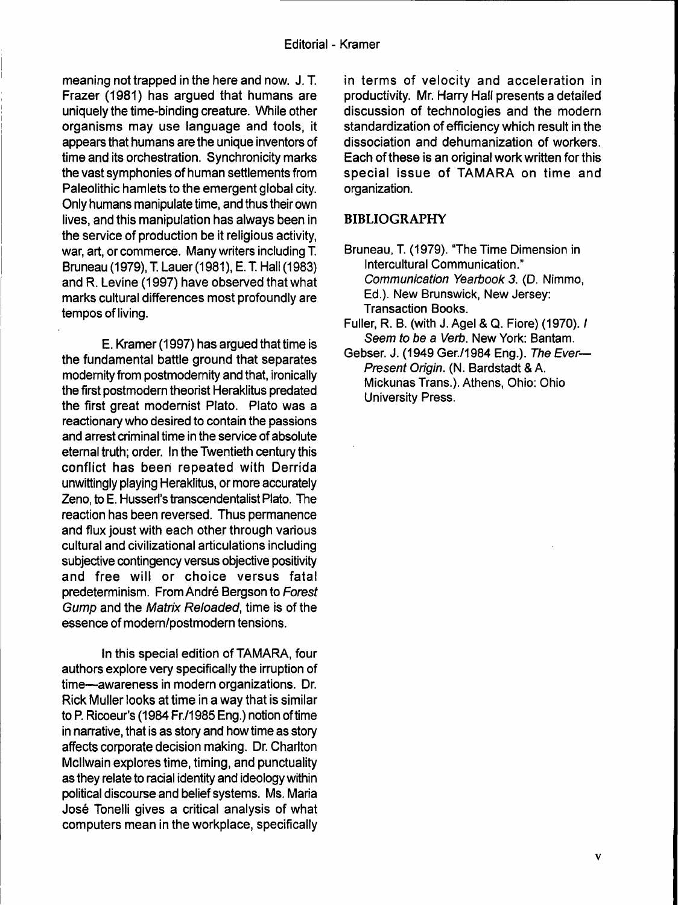meaning not trapped in the here and now. J. T. Frazer (1981) has argued that humans are uniquely the time-binding creature. While other organisms may use language and tools, it appears that humans are the unique inventors of time and its orchestration. Synchronicity marks the vast symphonies of human settlements from Paleolithic hamlets to the emergent global city. Only humans manipulate time, and thus their own lives, and this manipulation has always been in the service of production be it religious activity, war, art, or commerce. Many writers including T. Bruneau (1979), T. Lauer (1981), E. T. Hall (1983) and R. Levine (1997) have observed that what marks cultural differences most profoundly are tempos of living.

E. Kramer (1997) has argued that time is the fundamental battle ground that separates modernity from postmodernity and that, ironically the first postmodern theorist Heraklitus predated the first great modernist Plato. Plato was a reactionary who desired to contain the passions and arrest criminal time in the service of absolute eternal truth; order. In the Twentieth century this conflict has been repeated with Derrida unwittingly playing Heraklitus, or more accurately Zeno, to E. Husserl's transcendentalist Plato. The reaction has been reversed. Thus permanence and flux joust with each other through various cultural and civilizational articulations including subjective contingency versus objective positivity and free will or choice versus fatal predeterminism. From André Bergson to *Forest Gump* and the *Matrix Reloaded*, time is of the essence of modern/postmodern tensions.

In this special edition of TAMARA, four authors explore very specifically the irruption of time—awareness in modern organizations. Dr. Rick Muller looks at time in a way that is similar to P. Ricoeur's (1984 Fr./1985 Eng.) notion of time in narrative, that is as story and how time as story affects corporate decision making. Dr. Charlton McIlwain explores time, timing, and punctuality as they relate to racial identity and ideology within political discourse and belief systems. Ms. Maria José Tonelli gives a critical analysis of what computers mean in the workplace, specifically in terms of velocity and acceleration in productivity. Mr. Harry Hall presents a detailed discussion of technologies and the modern standardization of efficiency which result in the dissociation and dehumanization of workers. Each of these is an original work written for this special issue of TAMARA on time and organization.

## BIBLIOGRAPHY

Bruneau, T. (1979). "The Time Dimension in Intercultural Communication." *Communication Yearbook 3*. (D. Nimmo, Ed.). New Brunswick, New Jersey: Transaction Books.

Fuller, R. B. (with J. Agel & Q. Fiore) (1970). *I Seem to be a Verb*. New York: Bantam.

Gebser. J. (1949 Ger./1984 Eng.). *The Ever—Present Origin*. (N. Bardstadt & A. Mickunas Trans.). Athens, Ohio: Ohio University Press.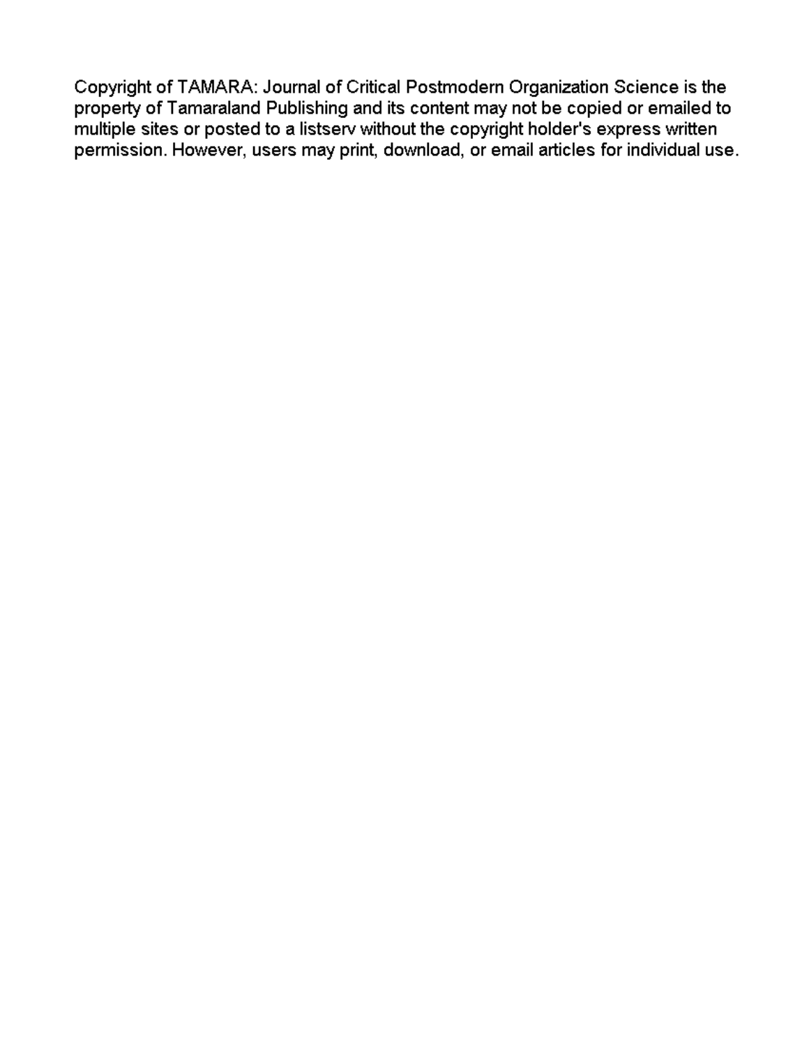Copyright of TAMARA: Journal of Critical Postmodern Organization Science is the property of Tamaraland Publishing and its content may not be copied or emailed to multiple sites or posted to a listserv without the copyright holder's express written permission. However, users may print, download, or email articles for individual use.